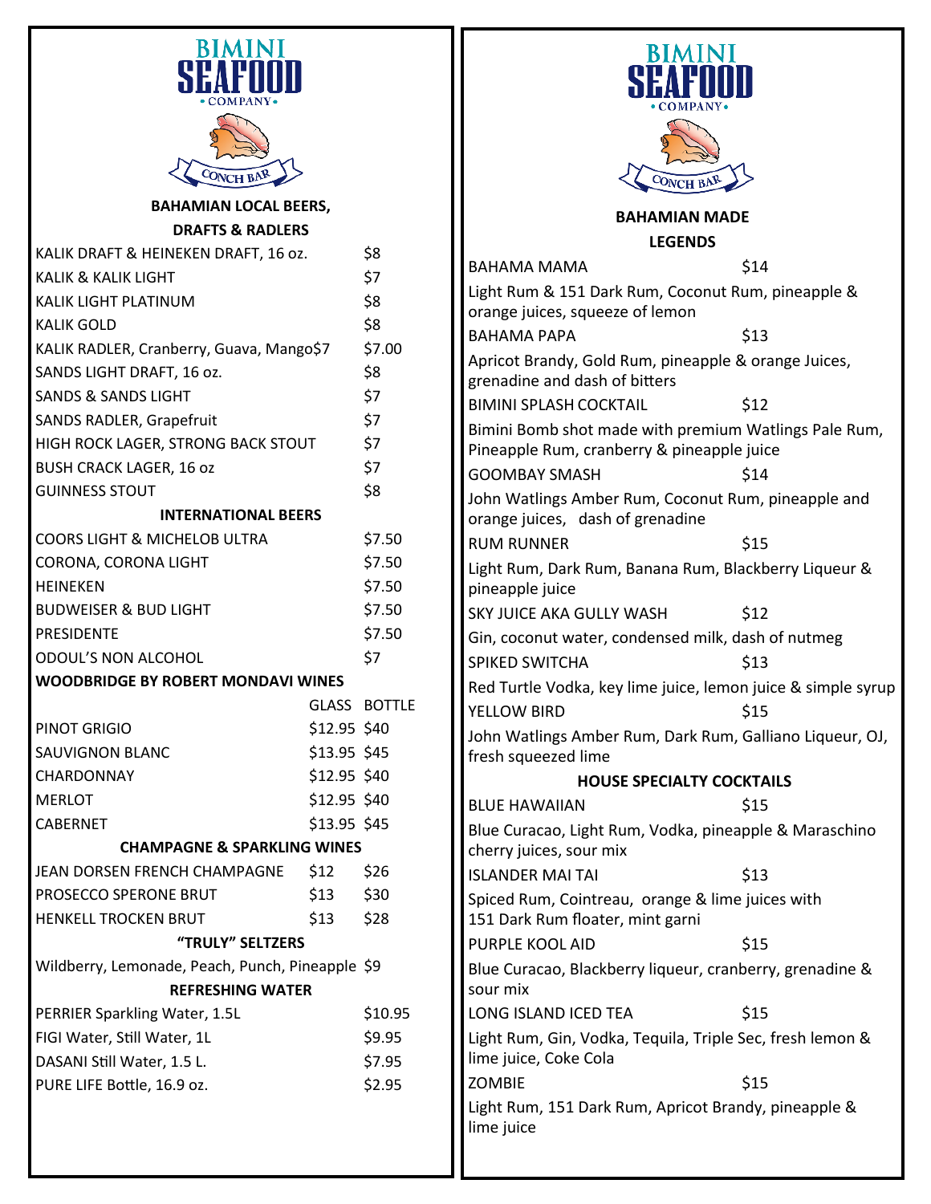# BIMINI SEAFOOD COMPANY

## CONCH BAR

### BAHAMIAN LOCAL BEERS, DRAFTS & RADLERS

| Item | Price |
|---|---|
| KALIK DRAFT & HEINEKEN DRAFT, 16 oz. | $8 |
| KALIK & KALIK LIGHT | $7 |
| KALIK LIGHT PLATINUM | $8 |
| KALIK GOLD | $8 |
| KALIK RADLER, Cranberry, Guava, Mango$7 | $7.00 |
| SANDS LIGHT DRAFT, 16 oz. | $8 |
| SANDS & SANDS LIGHT | $7 |
| SANDS RADLER, Grapefruit | $7 |
| HIGH ROCK LAGER, STRONG BACK STOUT | $7 |
| BUSH CRACK LAGER, 16 oz | $7 |
| GUINNESS STOUT | $8 |

### INTERNATIONAL BEERS

| Item | Price |
|---|---|
| COORS LIGHT & MICHELOB ULTRA | $7.50 |
| CORONA, CORONA LIGHT | $7.50 |
| HEINEKEN | $7.50 |
| BUDWEISER & BUD LIGHT | $7.50 |
| PRESIDENTE | $7.50 |
| ODOUL'S NON ALCOHOL | $7 |

### WOODBRIDGE BY ROBERT MONDAVI WINES

| | GLASS | BOTTLE |
|---|---|---|
| PINOT GRIGIO | $12.95 | $40 |
| SAUVIGNON BLANC | $13.95 | $45 |
| CHARDONNAY | $12.95 | $40 |
| MERLOT | $12.95 | $40 |
| CABERNET | $13.95 | $45 |

### CHAMPAGNE & SPARKLING WINES

| | | |
|---|---|---|
| JEAN DORSEN FRENCH CHAMPAGNE | $12 | $26 |
| PROSECCO SPERONE BRUT | $13 | $30 |
| HENKELL TROCKEN BRUT | $13 | $28 |

### "TRULY" SELTZERS

Wildberry, Lemonade, Peach, Punch, Pineapple $9

### REFRESHING WATER

| Item | Price |
|---|---|
| PERRIER Sparkling Water, 1.5L | $10.95 |
| FIGI Water, Still Water, 1L | $9.95 |
| DASANI Still Water, 1.5 L. | $7.95 |
| PURE LIFE Bottle, 16.9 oz. | $2.95 |

# BIMINI SEAFOOD COMPANY

## CONCH BAR

### BAHAMIAN MADE LEGENDS

**BAHAMA MAMA** $14
Light Rum & 151 Dark Rum, Coconut Rum, pineapple & orange juices, squeeze of lemon

**BAHAMA PAPA** $13
Apricot Brandy, Gold Rum, pineapple & orange Juices, grenadine and dash of bitters

**BIMINI SPLASH COCKTAIL** $12
Bimini Bomb shot made with premium Watlings Pale Rum, Pineapple Rum, cranberry & pineapple juice

**GOOMBAY SMASH** $14
John Watlings Amber Rum, Coconut Rum, pineapple and orange juices, dash of grenadine

**RUM RUNNER** $15
Light Rum, Dark Rum, Banana Rum, Blackberry Liqueur & pineapple juice

**SKY JUICE AKA GULLY WASH** $12
Gin, coconut water, condensed milk, dash of nutmeg

**SPIKED SWITCHA** $13
Red Turtle Vodka, key lime juice, lemon juice & simple syrup

**YELLOW BIRD** $15
John Watlings Amber Rum, Dark Rum, Galliano Liqueur, OJ, fresh squeezed lime

### HOUSE SPECIALTY COCKTAILS

**BLUE HAWAIIAN** $15
Blue Curacao, Light Rum, Vodka, pineapple & Maraschino cherry juices, sour mix

**ISLANDER MAI TAI** $13
Spiced Rum, Cointreau, orange & lime juices with 151 Dark Rum floater, mint garni

**PURPLE KOOL AID** $15
Blue Curacao, Blackberry liqueur, cranberry, grenadine & sour mix

**LONG ISLAND ICED TEA** $15
Light Rum, Gin, Vodka, Tequila, Triple Sec, fresh lemon & lime juice, Coke Cola

**ZOMBIE** $15
Light Rum, 151 Dark Rum, Apricot Brandy, pineapple & lime juice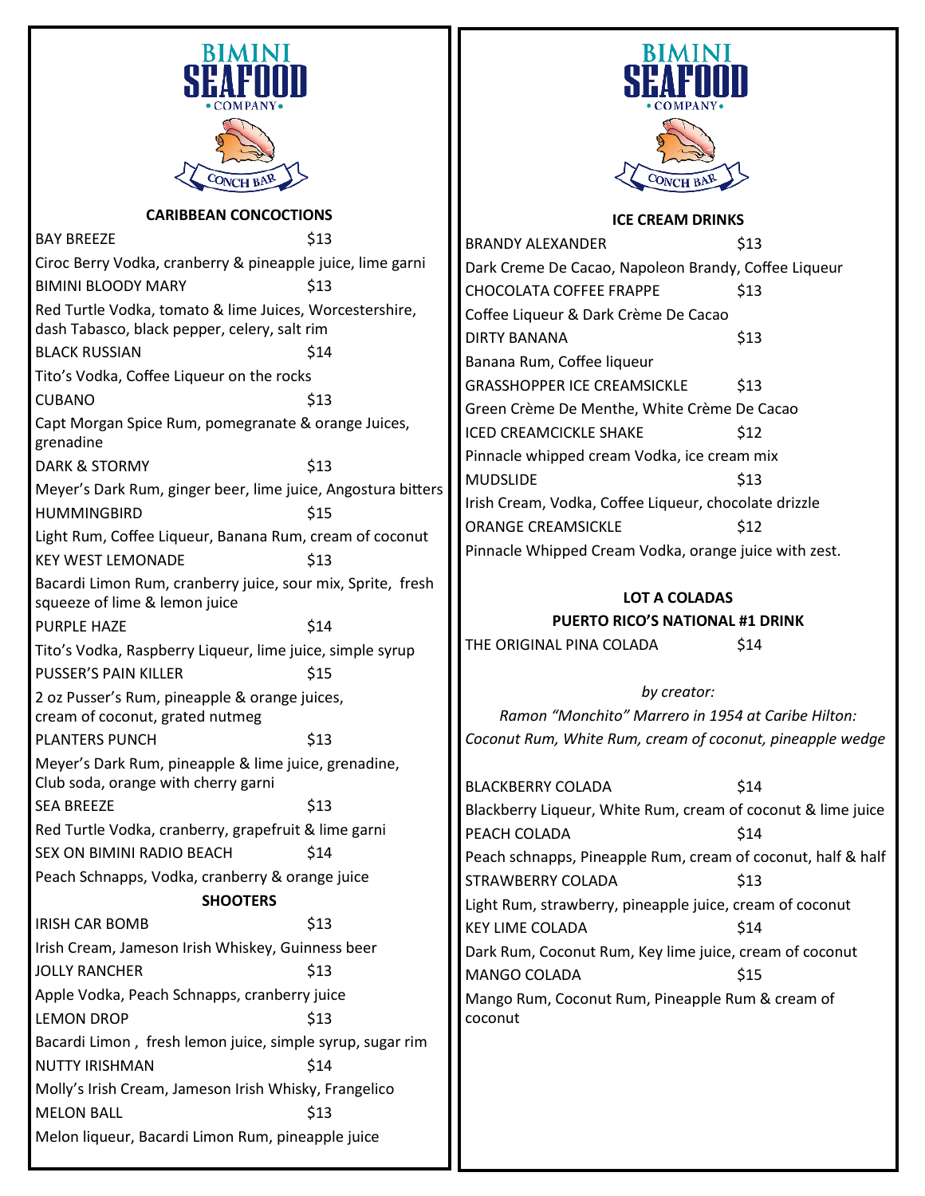# BIMINI SEAFOOD COMPANY

CONCH BAR

## CARIBBEAN CONCOCTIONS

BAY BREEZE $13
Ciroc Berry Vodka, cranberry & pineapple juice, lime garni

BIMINI BLOODY MARY $13
Red Turtle Vodka, tomato & lime Juices, Worcestershire, dash Tabasco, black pepper, celery, salt rim

BLACK RUSSIAN $14
Tito's Vodka, Coffee Liqueur on the rocks

CUBANO $13
Capt Morgan Spice Rum, pomegranate & orange Juices, grenadine

DARK & STORMY $13
Meyer's Dark Rum, ginger beer, lime juice, Angostura bitters

HUMMINGBIRD $15
Light Rum, Coffee Liqueur, Banana Rum, cream of coconut

KEY WEST LEMONADE $13
Bacardi Limon Rum, cranberry juice, sour mix, Sprite, fresh squeeze of lime & lemon juice

PURPLE HAZE $14
Tito's Vodka, Raspberry Liqueur, lime juice, simple syrup

PUSSER'S PAIN KILLER $15
2 oz Pusser's Rum, pineapple & orange juices, cream of coconut, grated nutmeg

PLANTERS PUNCH $13
Meyer's Dark Rum, pineapple & lime juice, grenadine, Club soda, orange with cherry garni

SEA BREEZE $13
Red Turtle Vodka, cranberry, grapefruit & lime garni

SEX ON BIMINI RADIO BEACH $14
Peach Schnapps, Vodka, cranberry & orange juice

## SHOOTERS

IRISH CAR BOMB $13
Irish Cream, Jameson Irish Whiskey, Guinness beer

JOLLY RANCHER $13
Apple Vodka, Peach Schnapps, cranberry juice

LEMON DROP $13
Bacardi Limon , fresh lemon juice, simple syrup, sugar rim

NUTTY IRISHMAN $14
Molly's Irish Cream, Jameson Irish Whisky, Frangelico

MELON BALL $13
Melon liqueur, Bacardi Limon Rum, pineapple juice

# BIMINI SEAFOOD COMPANY

CONCH BAR

## ICE CREAM DRINKS

BRANDY ALEXANDER $13
Dark Creme De Cacao, Napoleon Brandy, Coffee Liqueur

CHOCOLATA COFFEE FRAPPE $13
Coffee Liqueur & Dark Crème De Cacao

DIRTY BANANA $13
Banana Rum, Coffee liqueur

GRASSHOPPER ICE CREAMSICKLE $13
Green Crème De Menthe, White Crème De Cacao

ICED CREAMCICKLE SHAKE $12
Pinnacle whipped cream Vodka, ice cream mix

MUDSLIDE $13
Irish Cream, Vodka, Coffee Liqueur, chocolate drizzle

ORANGE CREAMSICKLE $12
Pinnacle Whipped Cream Vodka, orange juice with zest.

## LOT A COLADAS

**PUERTO RICO'S NATIONAL #1 DRINK**

THE ORIGINAL PINA COLADA $14

*by creator:*

*Ramon "Monchito" Marrero in 1954 at Caribe Hilton: Coconut Rum, White Rum, cream of coconut, pineapple wedge*

BLACKBERRY COLADA $14
Blackberry Liqueur, White Rum, cream of coconut & lime juice

PEACH COLADA $14
Peach schnapps, Pineapple Rum, cream of coconut, half & half

STRAWBERRY COLADA $13
Light Rum, strawberry, pineapple juice, cream of coconut

KEY LIME COLADA $14
Dark Rum, Coconut Rum, Key lime juice, cream of coconut

MANGO COLADA $15
Mango Rum, Coconut Rum, Pineapple Rum & cream of coconut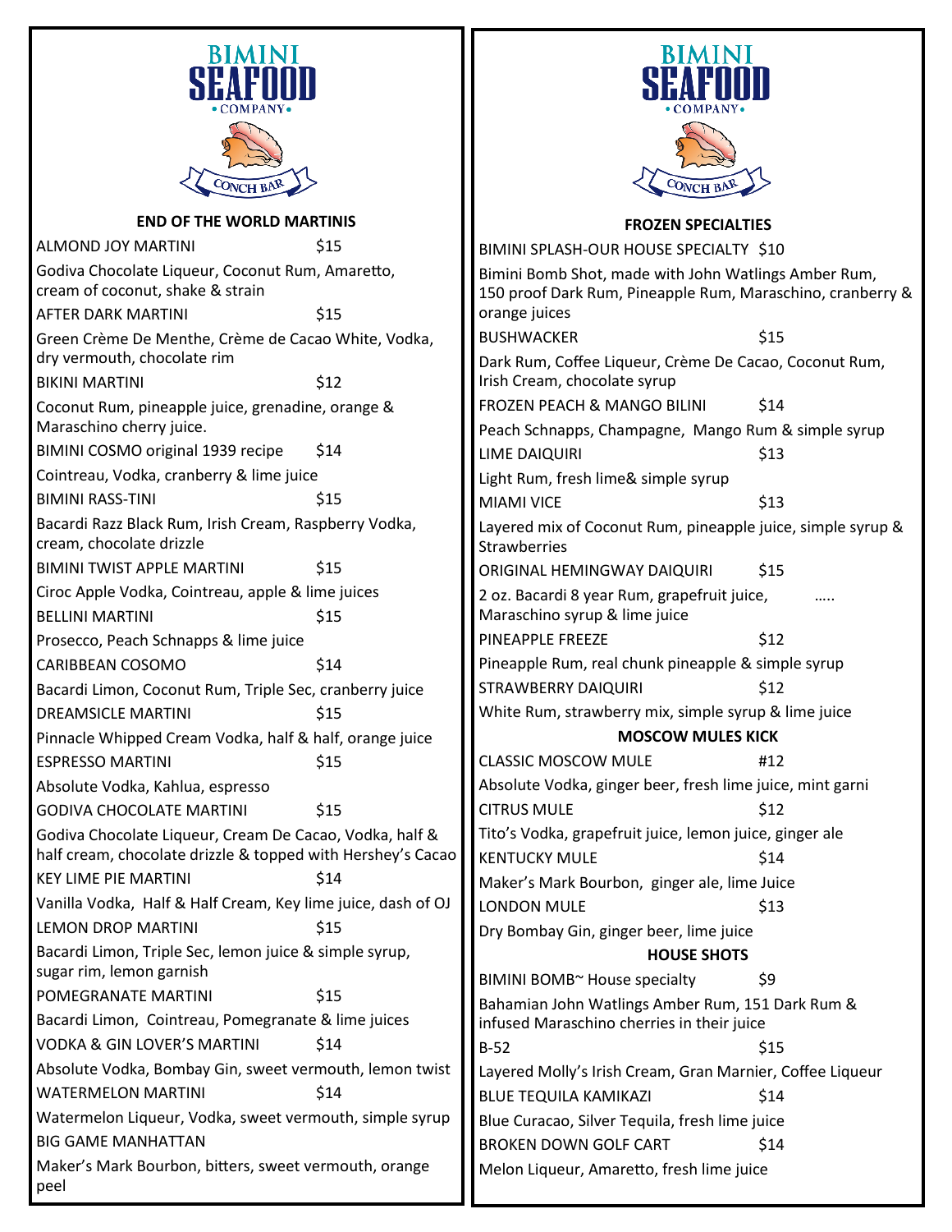# BIMINI SEAFOOD COMPANY

CONCH BAR

## END OF THE WORLD MARTINIS

ALMOND JOY MARTINI $15

Godiva Chocolate Liqueur, Coconut Rum, Amaretto, cream of coconut, shake & strain

AFTER DARK MARTINI $15

Green Crème De Menthe, Crème de Cacao White, Vodka, dry vermouth, chocolate rim

BIKINI MARTINI $12

Coconut Rum, pineapple juice, grenadine, orange & Maraschino cherry juice.

BIMINI COSMO original 1939 recipe $14

Cointreau, Vodka, cranberry & lime juice

BIMINI RASS-TINI $15

Bacardi Razz Black Rum, Irish Cream, Raspberry Vodka, cream, chocolate drizzle

BIMINI TWIST APPLE MARTINI $15

Ciroc Apple Vodka, Cointreau, apple & lime juices

BELLINI MARTINI $15

Prosecco, Peach Schnapps & lime juice

CARIBBEAN COSOMO $14

Bacardi Limon, Coconut Rum, Triple Sec, cranberry juice

DREAMSICLE MARTINI $15

Pinnacle Whipped Cream Vodka, half & half, orange juice

ESPRESSO MARTINI $15

Absolute Vodka, Kahlua, espresso

GODIVA CHOCOLATE MARTINI $15

Godiva Chocolate Liqueur, Cream De Cacao, Vodka, half & half cream, chocolate drizzle & topped with Hershey's Cacao

KEY LIME PIE MARTINI $14

Vanilla Vodka, Half & Half Cream, Key lime juice, dash of OJ

LEMON DROP MARTINI $15

Bacardi Limon, Triple Sec, lemon juice & simple syrup, sugar rim, lemon garnish

POMEGRANATE MARTINI $15

Bacardi Limon, Cointreau, Pomegranate & lime juices

VODKA & GIN LOVER'S MARTINI $14

Absolute Vodka, Bombay Gin, sweet vermouth, lemon twist

WATERMELON MARTINI $14

Watermelon Liqueur, Vodka, sweet vermouth, simple syrup

BIG GAME MANHATTAN

Maker's Mark Bourbon, bitters, sweet vermouth, orange peel

# BIMINI SEAFOOD COMPANY

CONCH BAR

## FROZEN SPECIALTIES

BIMINI SPLASH-OUR HOUSE SPECIALTY $10

Bimini Bomb Shot, made with John Watlings Amber Rum, 150 proof Dark Rum, Pineapple Rum, Maraschino, cranberry & orange juices

BUSHWACKER $15

Dark Rum, Coffee Liqueur, Crème De Cacao, Coconut Rum, Irish Cream, chocolate syrup

FROZEN PEACH & MANGO BILINI $14

Peach Schnapps, Champagne, Mango Rum & simple syrup

LIME DAIQUIRI $13

Light Rum, fresh lime& simple syrup

MIAMI VICE $13

Layered mix of Coconut Rum, pineapple juice, simple syrup & Strawberries

ORIGINAL HEMINGWAY DAIQUIRI $15

2 oz. Bacardi 8 year Rum, grapefruit juice, ….. Maraschino syrup & lime juice

PINEAPPLE FREEZE $12

Pineapple Rum, real chunk pineapple & simple syrup

STRAWBERRY DAIQUIRI $12

White Rum, strawberry mix, simple syrup & lime juice

## MOSCOW MULES KICK

CLASSIC MOSCOW MULE #12

Absolute Vodka, ginger beer, fresh lime juice, mint garni

CITRUS MULE $12

Tito's Vodka, grapefruit juice, lemon juice, ginger ale

KENTUCKY MULE $14

Maker's Mark Bourbon, ginger ale, lime Juice

LONDON MULE $13

Dry Bombay Gin, ginger beer, lime juice

## HOUSE SHOTS

BIMINI BOMB~ House specialty $9

Bahamian John Watlings Amber Rum, 151 Dark Rum & infused Maraschino cherries in their juice

B-52 $15

Layered Molly's Irish Cream, Gran Marnier, Coffee Liqueur

BLUE TEQUILA KAMIKAZI $14

Blue Curacao, Silver Tequila, fresh lime juice

BROKEN DOWN GOLF CART $14

Melon Liqueur, Amaretto, fresh lime juice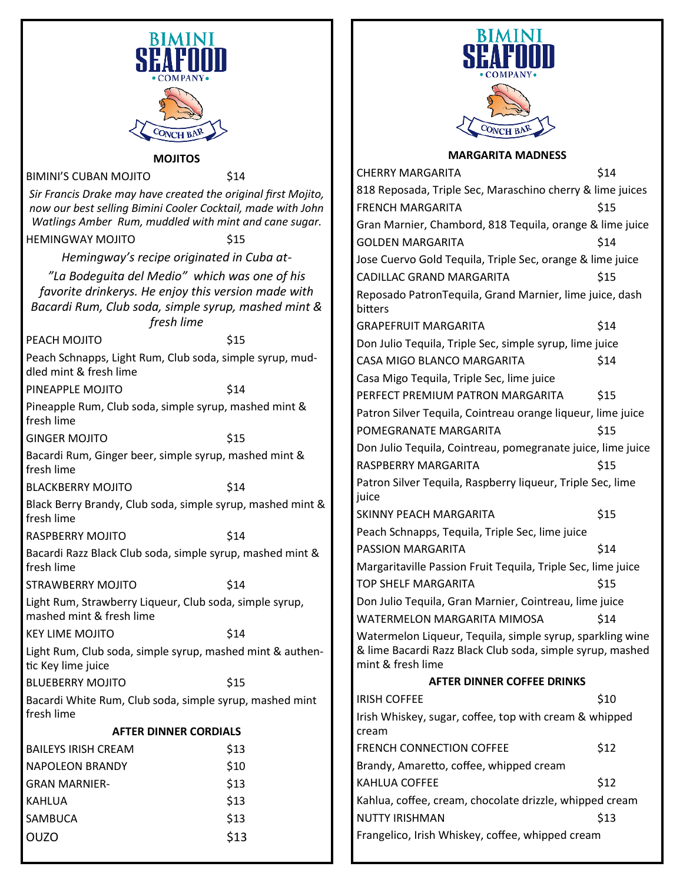BIMINI SEAFOOD • COMPANY •

CONCH BAR

## MOJITOS

BIMINI'S CUBAN MOJITO $14

*Sir Francis Drake may have created the original first Mojito, now our best selling Bimini Cooler Cocktail, made with John Watlings Amber Rum, muddled with mint and cane sugar.*

HEMINGWAY MOJITO $15

*Hemingway's recipe originated in Cuba at-*

*"La Bodeguita del Medio" which was one of his favorite drinkerys. He enjoy this version made with Bacardi Rum, Club soda, simple syrup, mashed mint & fresh lime*

PEACH MOJITO $15

Peach Schnapps, Light Rum, Club soda, simple syrup, muddled mint & fresh lime

PINEAPPLE MOJITO $14

Pineapple Rum, Club soda, simple syrup, mashed mint & fresh lime

GINGER MOJITO $15

Bacardi Rum, Ginger beer, simple syrup, mashed mint & fresh lime

BLACKBERRY MOJITO $14

Black Berry Brandy, Club soda, simple syrup, mashed mint & fresh lime

RASPBERRY MOJITO $14

Bacardi Razz Black Club soda, simple syrup, mashed mint & fresh lime

STRAWBERRY MOJITO $14

Light Rum, Strawberry Liqueur, Club soda, simple syrup, mashed mint & fresh lime

KEY LIME MOJITO $14

Light Rum, Club soda, simple syrup, mashed mint & authentic Key lime juice

BLUEBERRY MOJITO $15

Bacardi White Rum, Club soda, simple syrup, mashed mint fresh lime

## AFTER DINNER CORDIALS

| | |
|---|---|
| BAILEYS IRISH CREAM | $13 |
| NAPOLEON BRANDY | $10 |
| GRAN MARNIER- | $13 |
| KAHLUA | $13 |
| SAMBUCA | $13 |
| OUZO | $13 |

BIMINI SEAFOOD • COMPANY •

CONCH BAR

## MARGARITA MADNESS

CHERRY MARGARITA $14

818 Reposada, Triple Sec, Maraschino cherry & lime juices

FRENCH MARGARITA $15

Gran Marnier, Chambord, 818 Tequila, orange & lime juice

GOLDEN MARGARITA $14

Jose Cuervo Gold Tequila, Triple Sec, orange & lime juice

CADILLAC GRAND MARGARITA $15

Reposado PatronTequila, Grand Marnier, lime juice, dash bitters

GRAPEFRUIT MARGARITA $14

Don Julio Tequila, Triple Sec, simple syrup, lime juice

CASA MIGO BLANCO MARGARITA $14

Casa Migo Tequila, Triple Sec, lime juice

PERFECT PREMIUM PATRON MARGARITA $15

Patron Silver Tequila, Cointreau orange liqueur, lime juice

POMEGRANATE MARGARITA $15

Don Julio Tequila, Cointreau, pomegranate juice, lime juice

RASPBERRY MARGARITA $15

Patron Silver Tequila, Raspberry liqueur, Triple Sec, lime juice

SKINNY PEACH MARGARITA $15

Peach Schnapps, Tequila, Triple Sec, lime juice

PASSION MARGARITA $14

Margaritaville Passion Fruit Tequila, Triple Sec, lime juice

TOP SHELF MARGARITA $15

Don Julio Tequila, Gran Marnier, Cointreau, lime juice

WATERMELON MARGARITA MIMOSA $14

Watermelon Liqueur, Tequila, simple syrup, sparkling wine & lime Bacardi Razz Black Club soda, simple syrup, mashed mint & fresh lime

## AFTER DINNER COFFEE DRINKS

IRISH COFFEE $10

Irish Whiskey, sugar, coffee, top with cream & whipped cream

FRENCH CONNECTION COFFEE $12

Brandy, Amaretto, coffee, whipped cream

KAHLUA COFFEE $12

Kahlua, coffee, cream, chocolate drizzle, whipped cream

NUTTY IRISHMAN $13

Frangelico, Irish Whiskey, coffee, whipped cream